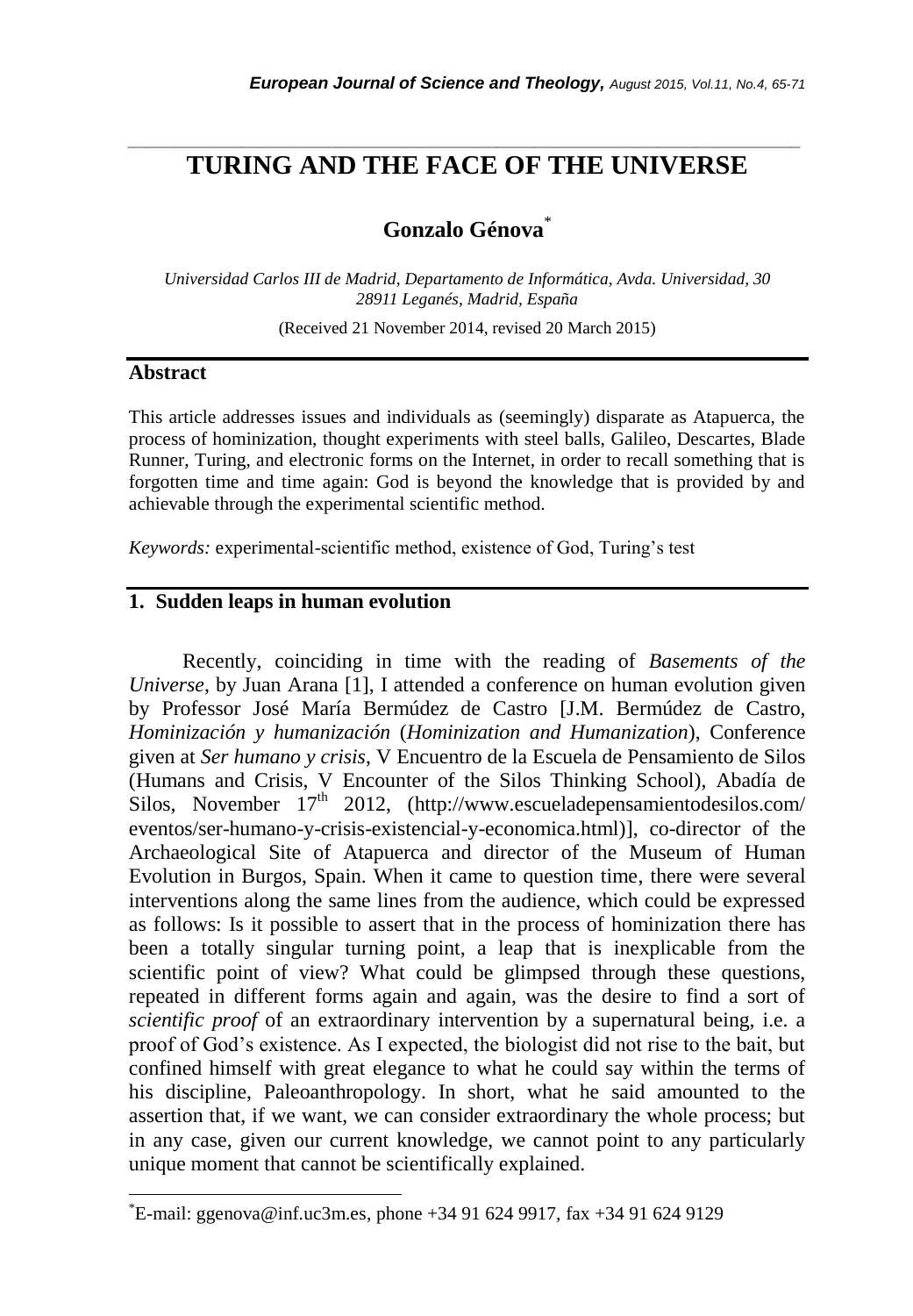# TURING AND THE FACE OF THE UNIVERSE

**Gonzalo Génova***

*Universidad Carlos III de Madrid, Departamento de Informática, Avda. Universidad, 30 28911 Leganés, Madrid, España*

(Received 21 November 2014, revised 20 March 2015)

## Abstract

This article addresses issues and individuals as (seemingly) disparate as Atapuerca, the process of hominization, thought experiments with steel balls, Galileo, Descartes, Blade Runner, Turing, and electronic forms on the Internet, in order to recall something that is forgotten time and time again: God is beyond the knowledge that is provided by and achievable through the experimental scientific method.

*Keywords:* experimental-scientific method, existence of God, Turing's test

## 1. Sudden leaps in human evolution

Recently, coinciding in time with the reading of *Basements of the Universe*, by Juan Arana [1], I attended a conference on human evolution given by Professor José María Bermúdez de Castro [J.M. Bermúdez de Castro, *Hominización y humanización* (*Hominization and Humanization*), Conference given at *Ser humano y crisis*, V Encuentro de la Escuela de Pensamiento de Silos (Humans and Crisis, V Encounter of the Silos Thinking School), Abadía de Silos, November 17th 2012, (http://www.escueladepensamientodesilos.com/eventos/ser-humano-y-crisis-existencial-y-economica.html)], co-director of the Archaeological Site of Atapuerca and director of the Museum of Human Evolution in Burgos, Spain. When it came to question time, there were several interventions along the same lines from the audience, which could be expressed as follows: Is it possible to assert that in the process of hominization there has been a totally singular turning point, a leap that is inexplicable from the scientific point of view? What could be glimpsed through these questions, repeated in different forms again and again, was the desire to find a sort of *scientific proof* of an extraordinary intervention by a supernatural being, i.e. a proof of God's existence. As I expected, the biologist did not rise to the bait, but confined himself with great elegance to what he could say within the terms of his discipline, Paleoanthropology. In short, what he said amounted to the assertion that, if we want, we can consider extraordinary the whole process; but in any case, given our current knowledge, we cannot point to any particularly unique moment that cannot be scientifically explained.

*E-mail: ggenova@inf.uc3m.es, phone +34 91 624 9917, fax +34 91 624 9129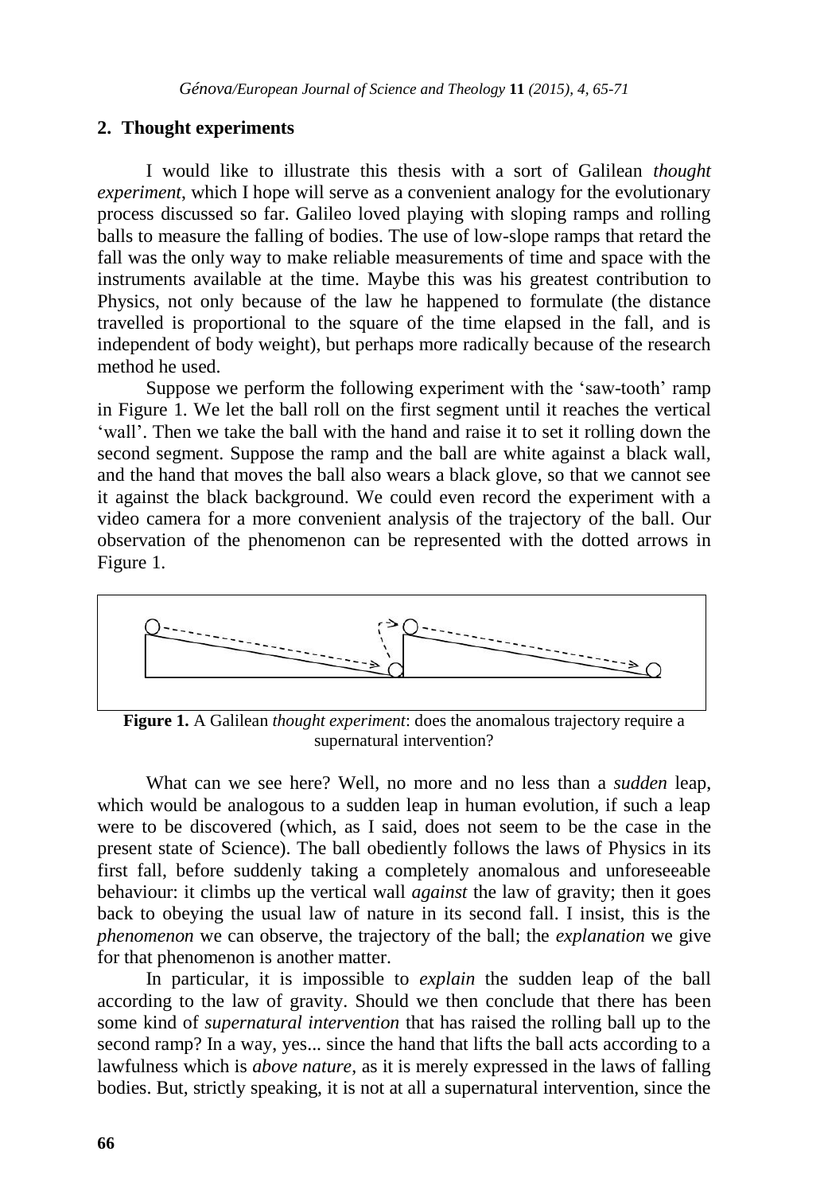## 2. Thought experiments

I would like to illustrate this thesis with a sort of Galilean *thought experiment*, which I hope will serve as a convenient analogy for the evolutionary process discussed so far. Galileo loved playing with sloping ramps and rolling balls to measure the falling of bodies. The use of low-slope ramps that retard the fall was the only way to make reliable measurements of time and space with the instruments available at the time. Maybe this was his greatest contribution to Physics, not only because of the law he happened to formulate (the distance travelled is proportional to the square of the time elapsed in the fall, and is independent of body weight), but perhaps more radically because of the research method he used.

Suppose we perform the following experiment with the 'saw-tooth' ramp in Figure 1. We let the ball roll on the first segment until it reaches the vertical 'wall'. Then we take the ball with the hand and raise it to set it rolling down the second segment. Suppose the ramp and the ball are white against a black wall, and the hand that moves the ball also wears a black glove, so that we cannot see it against the black background. We could even record the experiment with a video camera for a more convenient analysis of the trajectory of the ball. Our observation of the phenomenon can be represented with the dotted arrows in Figure 1.

**Figure 1.** A Galilean *thought experiment*: does the anomalous trajectory require a supernatural intervention?

What can we see here? Well, no more and no less than a *sudden* leap, which would be analogous to a sudden leap in human evolution, if such a leap were to be discovered (which, as I said, does not seem to be the case in the present state of Science). The ball obediently follows the laws of Physics in its first fall, before suddenly taking a completely anomalous and unforeseeable behaviour: it climbs up the vertical wall *against* the law of gravity; then it goes back to obeying the usual law of nature in its second fall. I insist, this is the *phenomenon* we can observe, the trajectory of the ball; the *explanation* we give for that phenomenon is another matter.

In particular, it is impossible to *explain* the sudden leap of the ball according to the law of gravity. Should we then conclude that there has been some kind of *supernatural intervention* that has raised the rolling ball up to the second ramp? In a way, yes... since the hand that lifts the ball acts according to a lawfulness which is *above nature*, as it is merely expressed in the laws of falling bodies. But, strictly speaking, it is not at all a supernatural intervention, since the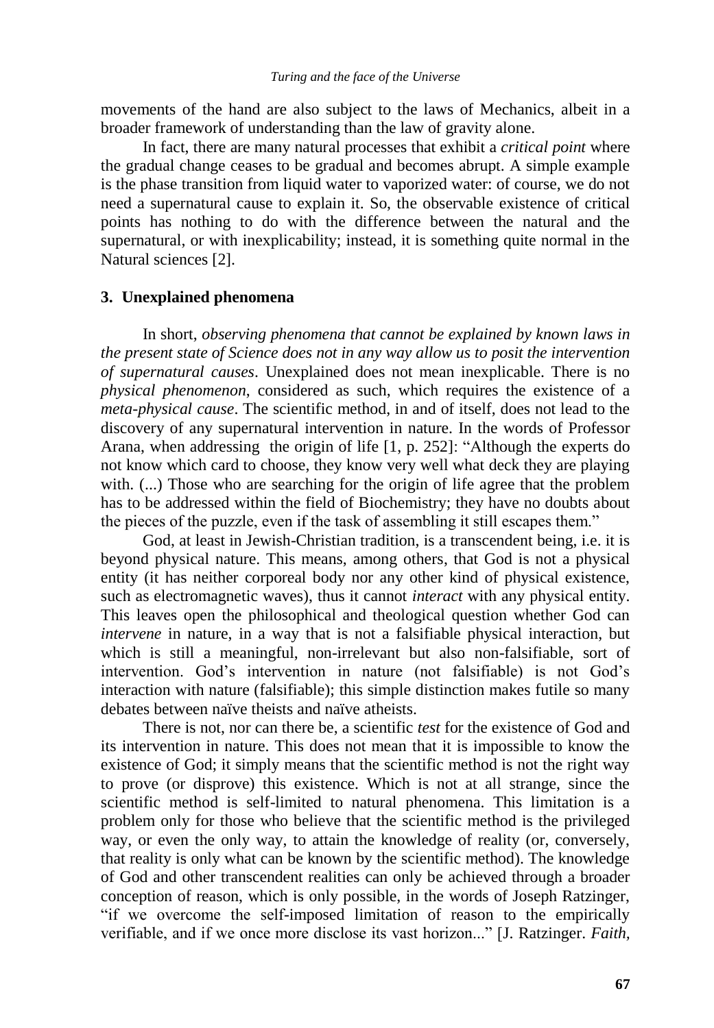movements of the hand are also subject to the laws of Mechanics, albeit in a broader framework of understanding than the law of gravity alone.

In fact, there are many natural processes that exhibit a *critical point* where the gradual change ceases to be gradual and becomes abrupt. A simple example is the phase transition from liquid water to vaporized water: of course, we do not need a supernatural cause to explain it. So, the observable existence of critical points has nothing to do with the difference between the natural and the supernatural, or with inexplicability; instead, it is something quite normal in the Natural sciences [2].

## 3. Unexplained phenomena

In short, *observing phenomena that cannot be explained by known laws in the present state of Science does not in any way allow us to posit the intervention of supernatural causes*. Unexplained does not mean inexplicable. There is no *physical phenomenon*, considered as such, which requires the existence of a *meta-physical cause*. The scientific method, in and of itself, does not lead to the discovery of any supernatural intervention in nature. In the words of Professor Arana, when addressing the origin of life [1, p. 252]: "Although the experts do not know which card to choose, they know very well what deck they are playing with. (...) Those who are searching for the origin of life agree that the problem has to be addressed within the field of Biochemistry; they have no doubts about the pieces of the puzzle, even if the task of assembling it still escapes them."

God, at least in Jewish-Christian tradition, is a transcendent being, i.e. it is beyond physical nature. This means, among others, that God is not a physical entity (it has neither corporeal body nor any other kind of physical existence, such as electromagnetic waves), thus it cannot *interact* with any physical entity. This leaves open the philosophical and theological question whether God can *intervene* in nature, in a way that is not a falsifiable physical interaction, but which is still a meaningful, non-irrelevant but also non-falsifiable, sort of intervention. God's intervention in nature (not falsifiable) is not God's interaction with nature (falsifiable); this simple distinction makes futile so many debates between naïve theists and naïve atheists.

There is not, nor can there be, a scientific *test* for the existence of God and its intervention in nature. This does not mean that it is impossible to know the existence of God; it simply means that the scientific method is not the right way to prove (or disprove) this existence. Which is not at all strange, since the scientific method is self-limited to natural phenomena. This limitation is a problem only for those who believe that the scientific method is the privileged way, or even the only way, to attain the knowledge of reality (or, conversely, that reality is only what can be known by the scientific method). The knowledge of God and other transcendent realities can only be achieved through a broader conception of reason, which is only possible, in the words of Joseph Ratzinger, "if we overcome the self-imposed limitation of reason to the empirically verifiable, and if we once more disclose its vast horizon..." [J. Ratzinger. *Faith*,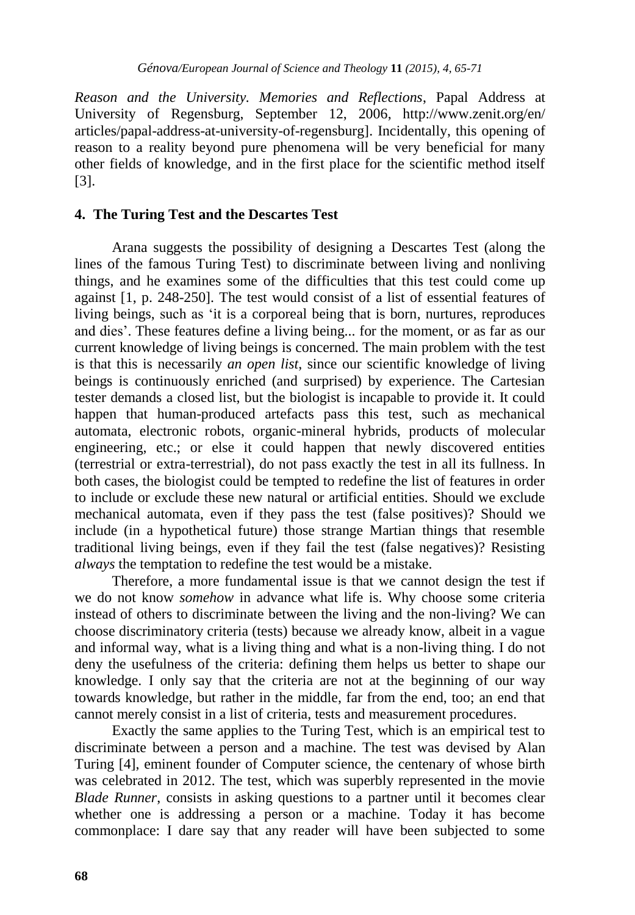*Reason and the University. Memories and Reflections*, Papal Address at University of Regensburg, September 12, 2006, http://www.zenit.org/en/articles/papal-address-at-university-of-regensburg]. Incidentally, this opening of reason to a reality beyond pure phenomena will be very beneficial for many other fields of knowledge, and in the first place for the scientific method itself [3].

## 4. The Turing Test and the Descartes Test

Arana suggests the possibility of designing a Descartes Test (along the lines of the famous Turing Test) to discriminate between living and nonliving things, and he examines some of the difficulties that this test could come up against [1, p. 248-250]. The test would consist of a list of essential features of living beings, such as 'it is a corporeal being that is born, nurtures, reproduces and dies'. These features define a living being... for the moment, or as far as our current knowledge of living beings is concerned. The main problem with the test is that this is necessarily *an open list*, since our scientific knowledge of living beings is continuously enriched (and surprised) by experience. The Cartesian tester demands a closed list, but the biologist is incapable to provide it. It could happen that human-produced artefacts pass this test, such as mechanical automata, electronic robots, organic-mineral hybrids, products of molecular engineering, etc.; or else it could happen that newly discovered entities (terrestrial or extra-terrestrial), do not pass exactly the test in all its fullness. In both cases, the biologist could be tempted to redefine the list of features in order to include or exclude these new natural or artificial entities. Should we exclude mechanical automata, even if they pass the test (false positives)? Should we include (in a hypothetical future) those strange Martian things that resemble traditional living beings, even if they fail the test (false negatives)? Resisting *always* the temptation to redefine the test would be a mistake.

Therefore, a more fundamental issue is that we cannot design the test if we do not know *somehow* in advance what life is. Why choose some criteria instead of others to discriminate between the living and the non-living? We can choose discriminatory criteria (tests) because we already know, albeit in a vague and informal way, what is a living thing and what is a non-living thing. I do not deny the usefulness of the criteria: defining them helps us better to shape our knowledge. I only say that the criteria are not at the beginning of our way towards knowledge, but rather in the middle, far from the end, too; an end that cannot merely consist in a list of criteria, tests and measurement procedures.

Exactly the same applies to the Turing Test, which is an empirical test to discriminate between a person and a machine. The test was devised by Alan Turing [4], eminent founder of Computer science, the centenary of whose birth was celebrated in 2012. The test, which was superbly represented in the movie *Blade Runner*, consists in asking questions to a partner until it becomes clear whether one is addressing a person or a machine. Today it has become commonplace: I dare say that any reader will have been subjected to some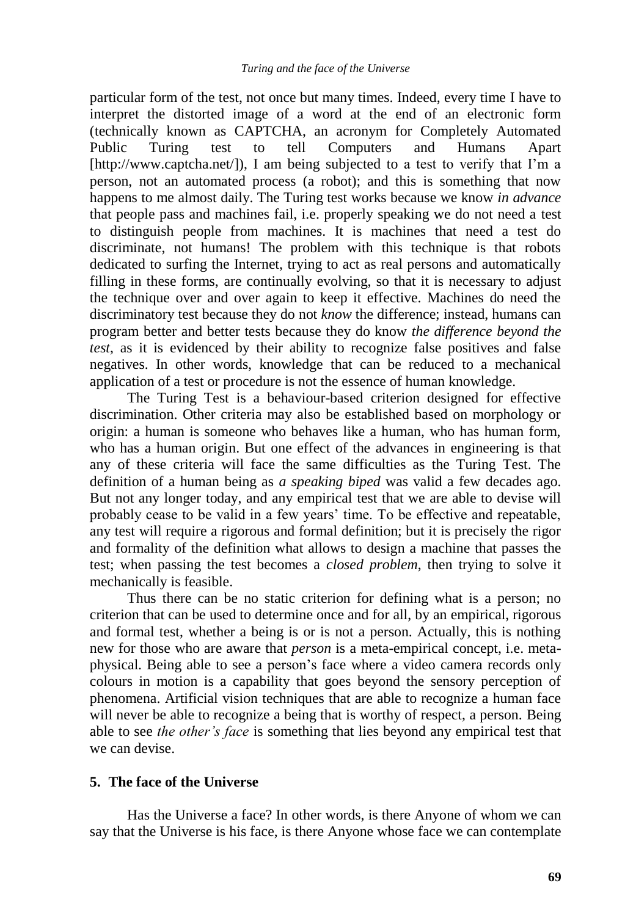particular form of the test, not once but many times. Indeed, every time I have to interpret the distorted image of a word at the end of an electronic form (technically known as CAPTCHA, an acronym for Completely Automated Public Turing test to tell Computers and Humans Apart [http://www.captcha.net/]), I am being subjected to a test to verify that I'm a person, not an automated process (a robot); and this is something that now happens to me almost daily. The Turing test works because we know *in advance* that people pass and machines fail, i.e. properly speaking we do not need a test to distinguish people from machines. It is machines that need a test do discriminate, not humans! The problem with this technique is that robots dedicated to surfing the Internet, trying to act as real persons and automatically filling in these forms, are continually evolving, so that it is necessary to adjust the technique over and over again to keep it effective. Machines do need the discriminatory test because they do not *know* the difference; instead, humans can program better and better tests because they do know *the difference beyond the test*, as it is evidenced by their ability to recognize false positives and false negatives. In other words, knowledge that can be reduced to a mechanical application of a test or procedure is not the essence of human knowledge.

The Turing Test is a behaviour-based criterion designed for effective discrimination. Other criteria may also be established based on morphology or origin: a human is someone who behaves like a human, who has human form, who has a human origin. But one effect of the advances in engineering is that any of these criteria will face the same difficulties as the Turing Test. The definition of a human being as *a speaking biped* was valid a few decades ago. But not any longer today, and any empirical test that we are able to devise will probably cease to be valid in a few years' time. To be effective and repeatable, any test will require a rigorous and formal definition; but it is precisely the rigor and formality of the definition what allows to design a machine that passes the test; when passing the test becomes a *closed problem*, then trying to solve it mechanically is feasible.

Thus there can be no static criterion for defining what is a person; no criterion that can be used to determine once and for all, by an empirical, rigorous and formal test, whether a being is or is not a person. Actually, this is nothing new for those who are aware that *person* is a meta-empirical concept, i.e. meta-physical. Being able to see a person's face where a video camera records only colours in motion is a capability that goes beyond the sensory perception of phenomena. Artificial vision techniques that are able to recognize a human face will never be able to recognize a being that is worthy of respect, a person. Being able to see *the other's face* is something that lies beyond any empirical test that we can devise.

## 5. The face of the Universe

Has the Universe a face? In other words, is there Anyone of whom we can say that the Universe is his face, is there Anyone whose face we can contemplate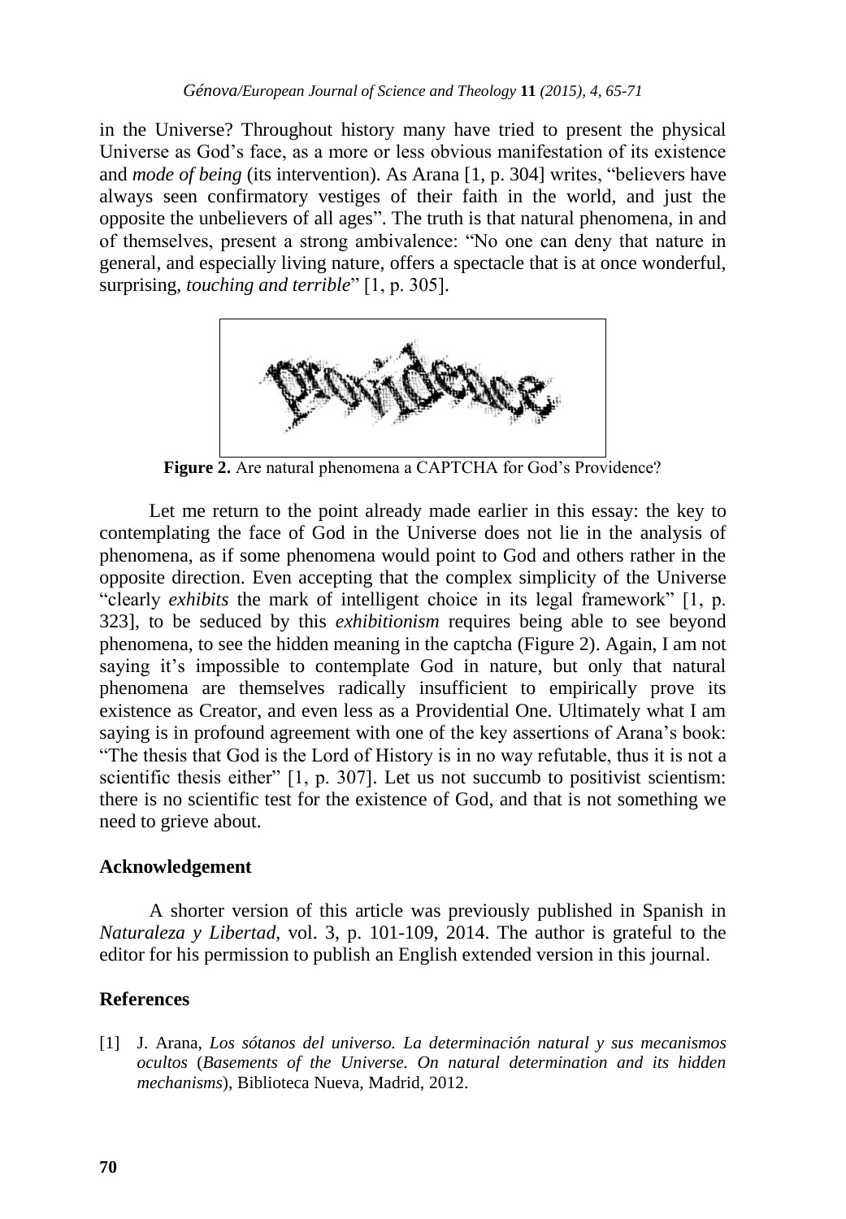in the Universe? Throughout history many have tried to present the physical Universe as God's face, as a more or less obvious manifestation of its existence and *mode of being* (its intervention). As Arana [1, p. 304] writes, "believers have always seen confirmatory vestiges of their faith in the world, and just the opposite the unbelievers of all ages". The truth is that natural phenomena, in and of themselves, present a strong ambivalence: "No one can deny that nature in general, and especially living nature, offers a spectacle that is at once wonderful, surprising, *touching and terrible*" [1, p. 305].

**Figure 2.** Are natural phenomena a CAPTCHA for God's Providence?

Let me return to the point already made earlier in this essay: the key to contemplating the face of God in the Universe does not lie in the analysis of phenomena, as if some phenomena would point to God and others rather in the opposite direction. Even accepting that the complex simplicity of the Universe "clearly *exhibits* the mark of intelligent choice in its legal framework" [1, p. 323], to be seduced by this *exhibitionism* requires being able to see beyond phenomena, to see the hidden meaning in the captcha (Figure 2). Again, I am not saying it's impossible to contemplate God in nature, but only that natural phenomena are themselves radically insufficient to empirically prove its existence as Creator, and even less as a Providential One. Ultimately what I am saying is in profound agreement with one of the key assertions of Arana's book: "The thesis that God is the Lord of History is in no way refutable, thus it is not a scientific thesis either" [1, p. 307]. Let us not succumb to positivist scientism: there is no scientific test for the existence of God, and that is not something we need to grieve about.

## Acknowledgement

A shorter version of this article was previously published in Spanish in *Naturaleza y Libertad*, vol. 3, p. 101-109, 2014. The author is grateful to the editor for his permission to publish an English extended version in this journal.

## References

[1] J. Arana, *Los sótanos del universo. La determinación natural y sus mecanismos ocultos* (*Basements of the Universe. On natural determination and its hidden mechanisms*), Biblioteca Nueva, Madrid, 2012.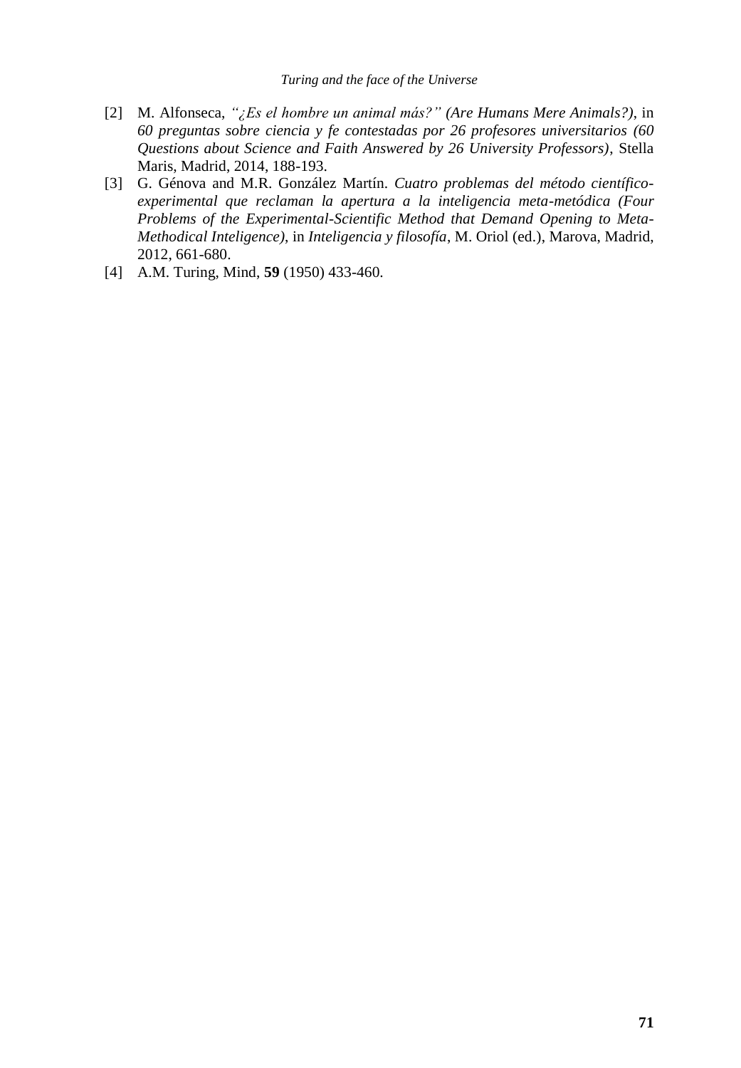[2] M. Alfonseca, *"¿Es el hombre un animal más?" (Are Humans Mere Animals?)*, in *60 preguntas sobre ciencia y fe contestadas por 26 profesores universitarios (60 Questions about Science and Faith Answered by 26 University Professors)*, Stella Maris, Madrid, 2014, 188-193.

[3] G. Génova and M.R. González Martín. *Cuatro problemas del método científico-experimental que reclaman la apertura a la inteligencia meta-metódica (Four Problems of the Experimental-Scientific Method that Demand Opening to Meta-Methodical Inteligence)*, in *Inteligencia y filosofía*, M. Oriol (ed.), Marova, Madrid, 2012, 661-680.

[4] A.M. Turing, Mind, **59** (1950) 433-460.